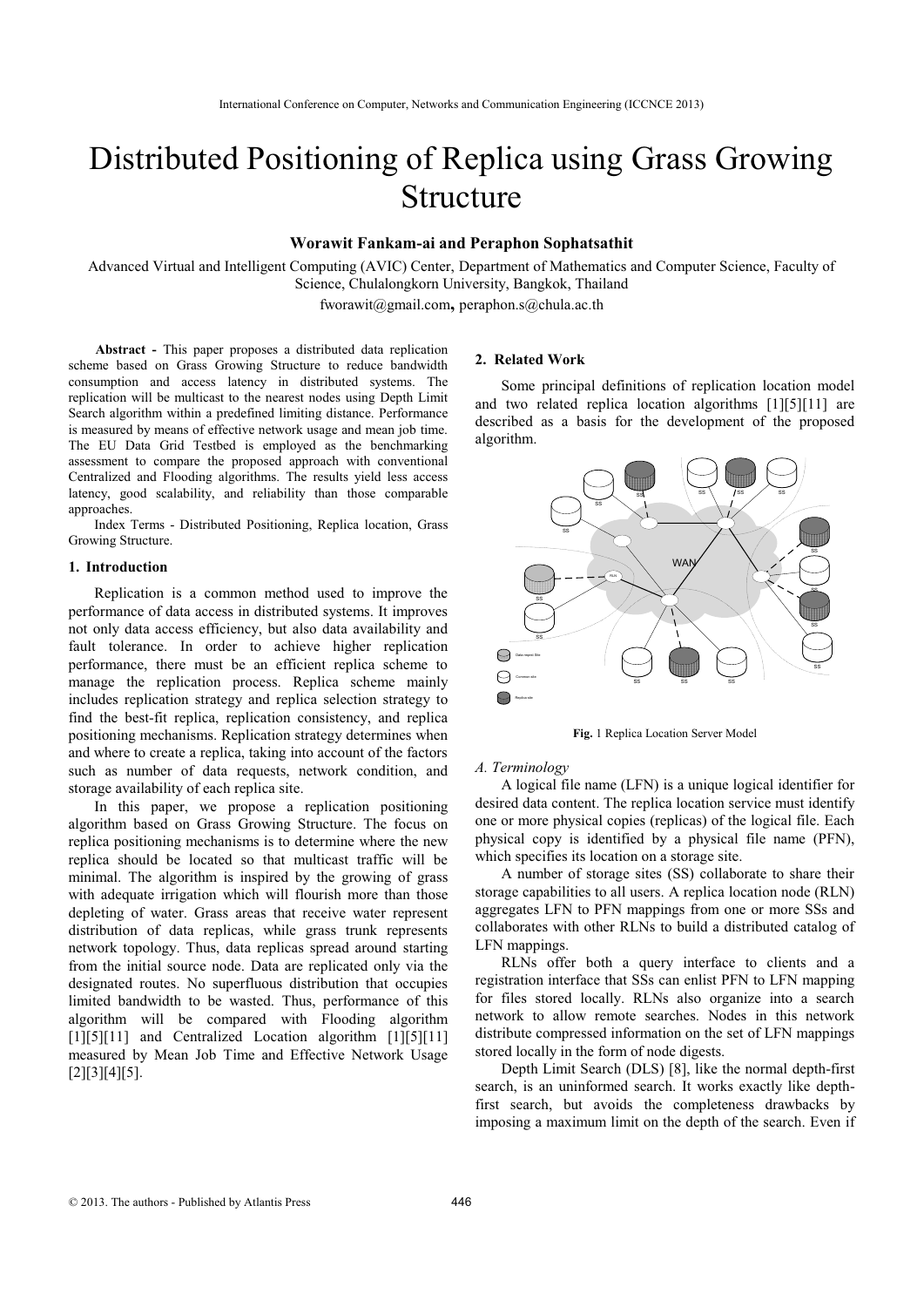# Distributed Positioning of Replica using Grass Growing Structure

**Worawit Fankam-ai and Peraphon Sophatsathit**

Advanced Virtual and Intelligent Computing (AVIC) Center, Department of Mathematics and Computer Science, Faculty of Science, Chulalongkorn University, Bangkok, Thailand

fworawit@gmail.com**,** peraphon.s@chula.ac.th

**Abstract -** This paper proposes a distributed data replication scheme based on Grass Growing Structure to reduce bandwidth consumption and access latency in distributed systems. The replication will be multicast to the nearest nodes using Depth Limit Search algorithm within a predefined limiting distance. Performance is measured by means of effective network usage and mean job time. The EU Data Grid Testbed is employed as the benchmarking assessment to compare the proposed approach with conventional Centralized and Flooding algorithms. The results yield less access latency, good scalability, and reliability than those comparable approaches.

Index Terms - Distributed Positioning, Replica location, Grass Growing Structure.

## 1. Introduction

Replication is a common method used to improve the performance of data access in distributed systems. It improves not only data access efficiency, but also data availability and fault tolerance. In order to achieve higher replication performance, there must be an efficient replica scheme to manage the replication process. Replica scheme mainly includes replication strategy and replica selection strategy to find the best-fit replica, replication consistency, and replica positioning mechanisms. Replication strategy determines when and where to create a replica, taking into account of the factors such as number of data requests, network condition, and storage availability of each replica site.

In this paper, we propose a replication positioning algorithm based on Grass Growing Structure. The focus on replica positioning mechanisms is to determine where the new replica should be located so that multicast traffic will be minimal. The algorithm is inspired by the growing of grass with adequate irrigation which will flourish more than those depleting of water. Grass areas that receive water represent distribution of data replicas, while grass trunk represents network topology. Thus, data replicas spread around starting from the initial source node. Data are replicated only via the designated routes. No superfluous distribution that occupies limited bandwidth to be wasted. Thus, performance of this algorithm will be compared with Flooding algorithm [1][5][11] and Centralized Location algorithm [1][5][11] measured by Mean Job Time and Effective Network Usage [2][3][4][5].

## 2. Related Work

Some principal definitions of replication location model and two related replica location algorithms [1][5][11] are described as a basis for the development of the proposed algorithm.

**Fig.** 1 Replica Location Server Model

### A. Terminology

A logical file name (LFN) is a unique logical identifier for desired data content. The replica location service must identify one or more physical copies (replicas) of the logical file. Each physical copy is identified by a physical file name (PFN), which specifies its location on a storage site.

A number of storage sites (SS) collaborate to share their storage capabilities to all users. A replica location node (RLN) aggregates LFN to PFN mappings from one or more SSs and collaborates with other RLNs to build a distributed catalog of LFN mappings.

RLNs offer both a query interface to clients and a registration interface that SSs can enlist PFN to LFN mapping for files stored locally. RLNs also organize into a search network to allow remote searches. Nodes in this network distribute compressed information on the set of LFN mappings stored locally in the form of node digests.

Depth Limit Search (DLS) [8], like the normal depth-first search, is an uninformed search. It works exactly like depth-first search, but avoids the completeness drawbacks by imposing a maximum limit on the depth of the search. Even if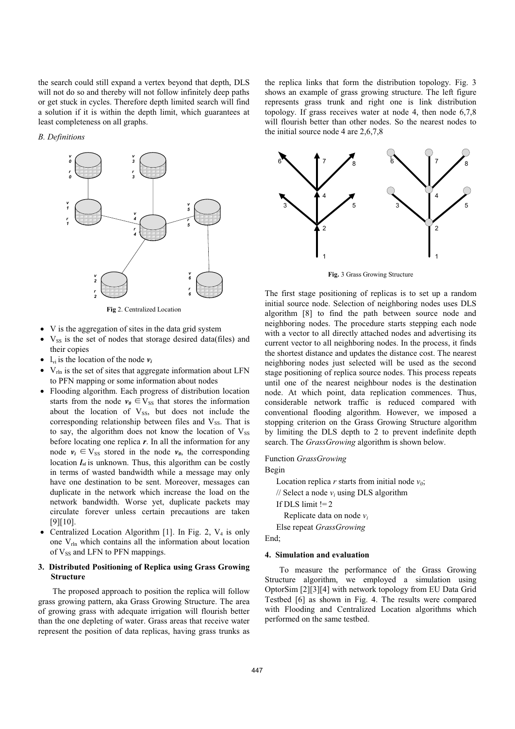the search could still expand a vertex beyond that depth, DLS will not do so and thereby will not follow infinitely deep paths or get stuck in cycles. Therefore depth limited search will find a solution if it is within the depth limit, which guarantees at least completeness on all graphs.

### *B. Definitions*

**Fig** 2. Centralized Location

- V is the aggregation of sites in the data grid system
- $V_{SS}$ is the set of nodes that storage desired data(files) and their copies
- $l_{vi}$ is the location of the node $v_i$
- $V_{rln}$ is the set of sites that aggregate information about LFN to PFN mapping or some information about nodes
- Flooding algorithm. Each progress of distribution location starts from the node $v_0 \in V_{SS}$ that stores the information about the location of $V_{SS}$, but does not include the corresponding relationship between files and $V_{SS}$. That is to say, the algorithm does not know the location of $V_{SS}$ before locating one replica $r$. In all the information for any node $v_i \in V_{SS}$ stored in the node $v_0$, the corresponding location $l_{vi}$ is unknown. Thus, this algorithm can be costly in terms of wasted bandwidth while a message may only have one destination to be sent. Moreover, messages can duplicate in the network which increase the load on the network bandwidth. Worse yet, duplicate packets may circulate forever unless certain precautions are taken [9][10].
- Centralized Location Algorithm [1]. In Fig. 2, $V_4$ is only one $V_{rln}$ which contains all the information about location of $V_{SS}$ and LFN to PFN mappings.

## 3. Distributed Positioning of Replica using Grass Growing Structure

The proposed approach to position the replica will follow grass growing pattern, aka Grass Growing Structure. The area of growing grass with adequate irrigation will flourish better than the one depleting of water. Grass areas that receive water represent the position of data replicas, having grass trunks as the replica links that form the distribution topology. Fig. 3 shows an example of grass growing structure. The left figure represents grass trunk and right one is link distribution topology. If grass receives water at node 4, then node 6,7,8 will flourish better than other nodes. So the nearest nodes to the initial source node 4 are 2,6,7,8

**Fig.** 3 Grass Growing Structure

The first stage positioning of replicas is to set up a random initial source node. Selection of neighboring nodes uses DLS algorithm [8] to find the path between source node and neighboring nodes. The procedure starts stepping each node with a vector to all directly attached nodes and advertising its current vector to all neighboring nodes. In the process, it finds the shortest distance and updates the distance cost. The nearest neighboring nodes just selected will be used as the second stage positioning of replica source nodes. This process repeats until one of the nearest neighbour nodes is the destination node. At which point, data replication commences. Thus, considerable network traffic is reduced compared with conventional flooding algorithm. However, we imposed a stopping criterion on the Grass Growing Structure algorithm by limiting the DLS depth to 2 to prevent indefinite depth search. The *GrassGrowing* algorithm is shown below.

Function *GrassGrowing*
Begin
  Location replica $r$ starts from initial node $v_0$;
  // Select a node $v_i$ using DLS algorithm
  If DLS limit != 2
    Replicate data on node $v_i$
  Else repeat *GrassGrowing*
End;

## 4. Simulation and evaluation

To measure the performance of the Grass Growing Structure algorithm, we employed a simulation using OptorSim [2][3][4] with network topology from EU Data Grid Testbed [6] as shown in Fig. 4. The results were compared with Flooding and Centralized Location algorithms which performed on the same testbed.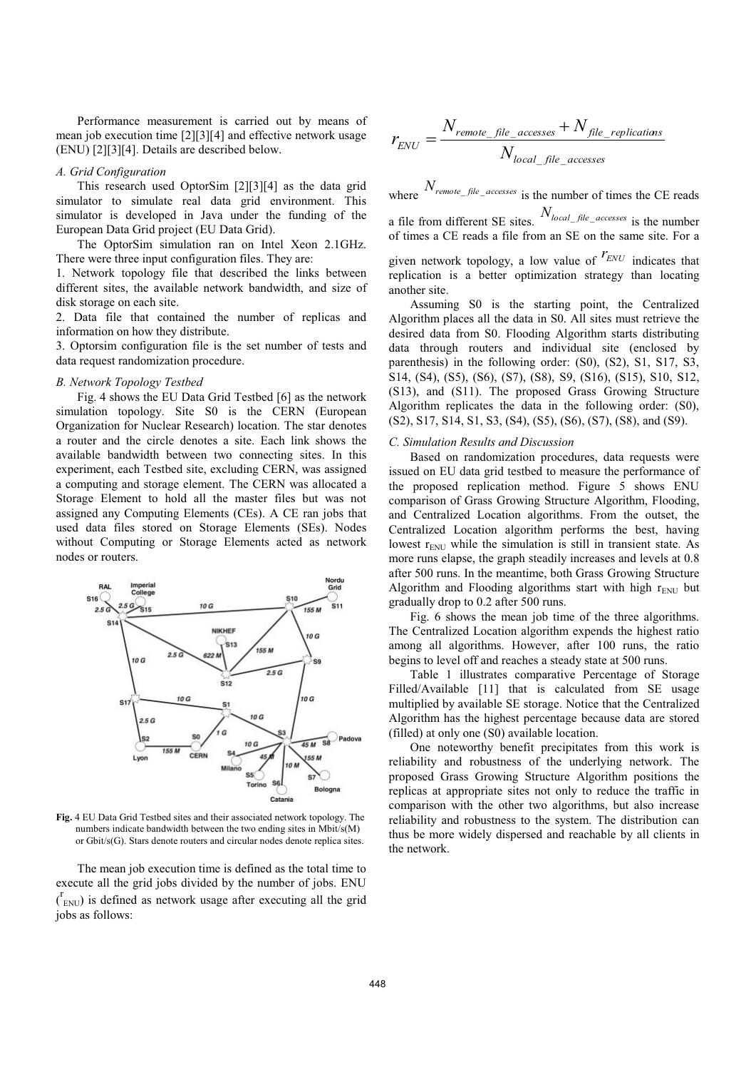Performance measurement is carried out by means of mean job execution time [2][3][4] and effective network usage (ENU) [2][3][4]. Details are described below.

### *A. Grid Configuration*

This research used OptorSim [2][3][4] as the data grid simulator to simulate real data grid environment. This simulator is developed in Java under the funding of the European Data Grid project (EU Data Grid).

The OptorSim simulation ran on Intel Xeon 2.1GHz. There were three input configuration files. They are:

1. Network topology file that described the links between different sites, the available network bandwidth, and size of disk storage on each site.
2. Data file that contained the number of replicas and information on how they distribute.
3. Optorsim configuration file is the set number of tests and data request randomization procedure.

### *B. Network Topology Testbed*

Fig. 4 shows the EU Data Grid Testbed [6] as the network simulation topology. Site S0 is the CERN (European Organization for Nuclear Research) location. The star denotes a router and the circle denotes a site. Each link shows the available bandwidth between two connecting sites. In this experiment, each Testbed site, excluding CERN, was assigned a computing and storage element. The CERN was allocated a Storage Element to hold all the master files but was not assigned any Computing Elements (CEs). A CE ran jobs that used data files stored on Storage Elements (SEs). Nodes without Computing or Storage Elements acted as network nodes or routers.

**Fig.** 4 EU Data Grid Testbed sites and their associated network topology. The numbers indicate bandwidth between the two ending sites in Mbit/s(M) or Gbit/s(G). Stars denote routers and circular nodes denote replica sites.

The mean job execution time is defined as the total time to execute all the grid jobs divided by the number of jobs. ENU ($r_{ENU}$) is defined as network usage after executing all the grid jobs as follows:

$$r_{ENU} = \frac{N_{remote\_file\_accesses} + N_{file\_replications}}{N_{local\_file\_accesses}}$$

where $N_{remote\_file\_accesses}$ is the number of times the CE reads a file from different SE sites. $N_{local\_file\_accesses}$ is the number of times a CE reads a file from an SE on the same site. For a given network topology, a low value of $r_{ENU}$ indicates that replication is a better optimization strategy than locating another site.

Assuming S0 is the starting point, the Centralized Algorithm places all the data in S0. All sites must retrieve the desired data from S0. Flooding Algorithm starts distributing data through routers and individual site (enclosed by parenthesis) in the following order: (S0), (S2), S1, S17, S3, S14, (S4), (S5), (S6), (S7), (S8), S9, (S16), (S15), S10, S12, (S13), and (S11). The proposed Grass Growing Structure Algorithm replicates the data in the following order: (S0), (S2), S17, S14, S1, S3, (S4), (S5), (S6), (S7), (S8), and (S9).

### *C. Simulation Results and Discussion*

Based on randomization procedures, data requests were issued on EU data grid testbed to measure the performance of the proposed replication method. Figure 5 shows ENU comparison of Grass Growing Structure Algorithm, Flooding, and Centralized Location algorithms. From the outset, the Centralized Location algorithm performs the best, having lowest $r_{ENU}$ while the simulation is still in transient state. As more runs elapse, the graph steadily increases and levels at 0.8 after 500 runs. In the meantime, both Grass Growing Structure Algorithm and Flooding algorithms start with high $r_{ENU}$ but gradually drop to 0.2 after 500 runs.

Fig. 6 shows the mean job time of the three algorithms. The Centralized Location algorithm expends the highest ratio among all algorithms. However, after 100 runs, the ratio begins to level off and reaches a steady state at 500 runs.

Table 1 illustrates comparative Percentage of Storage Filled/Available [11] that is calculated from SE usage multiplied by available SE storage. Notice that the Centralized Algorithm has the highest percentage because data are stored (filled) at only one (S0) available location.

One noteworthy benefit precipitates from this work is reliability and robustness of the underlying network. The proposed Grass Growing Structure Algorithm positions the replicas at appropriate sites not only to reduce the traffic in comparison with the other two algorithms, but also increase reliability and robustness to the system. The distribution can thus be more widely dispersed and reachable by all clients in the network.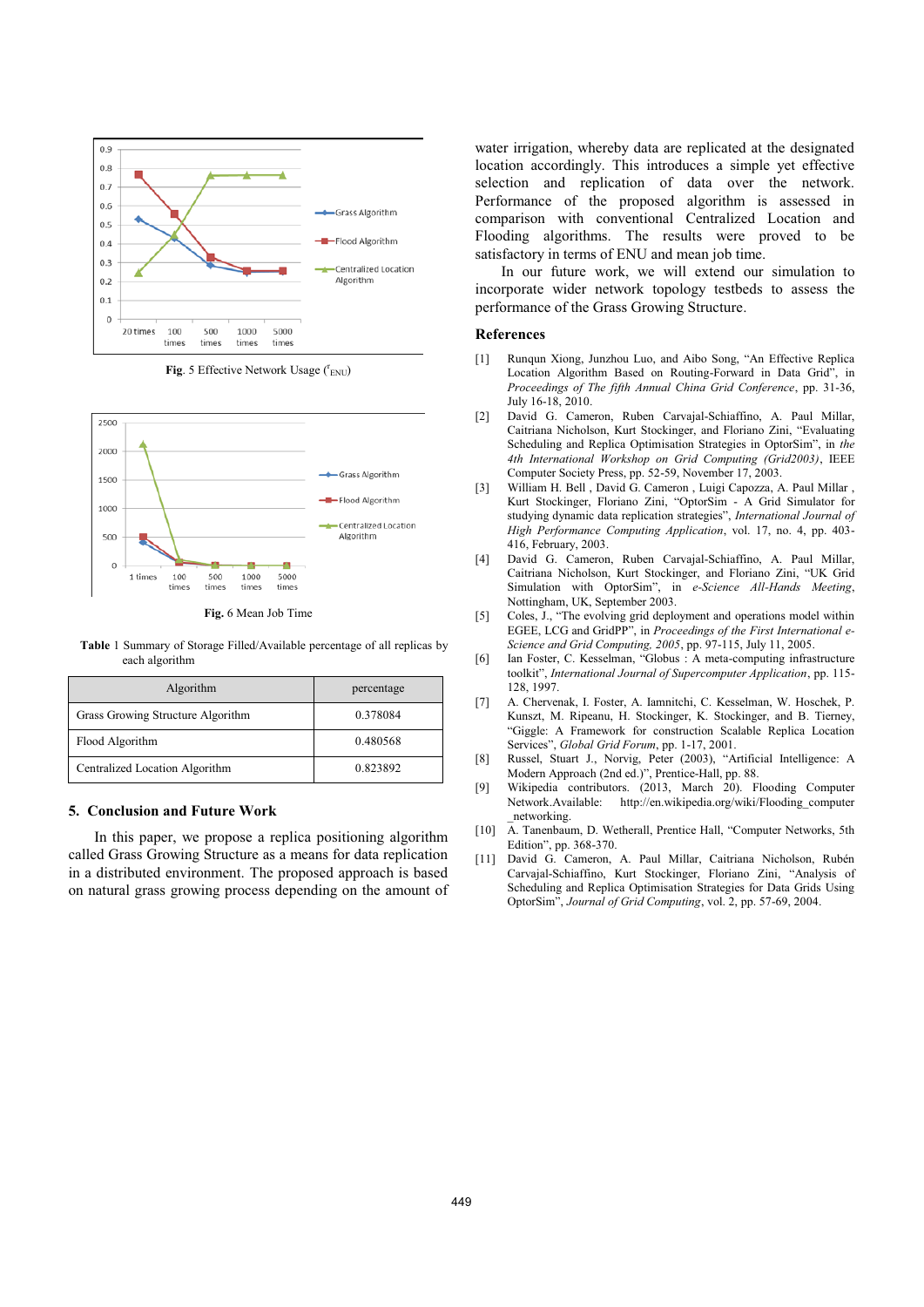0.9
0.8
0.7
0.6
0.5
0.4
0.3
0.2
0.1
0

20 times, 100 times, 500 times, 1000 times, 5000 times

Grass Algorithm
Flood Algorithm
Centralized Location Algorithm

**Fig**. 5 Effective Network Usage ($f_{ENU}$)

2500
2000
1500
1000
500
0

1 times, 100 times, 500 times, 1000 times, 5000 times

Grass Algorithm
Flood Algorithm
Centralized Location Algorithm

**Fig.** 6 Mean Job Time

**Table** 1 Summary of Storage Filled/Available percentage of all replicas by each algorithm

| Algorithm | percentage |
|---|---|
| Grass Growing Structure Algorithm | 0.378084 |
| Flood Algorithm | 0.480568 |
| Centralized Location Algorithm | 0.823892 |

## 5. Conclusion and Future Work

In this paper, we propose a replica positioning algorithm called Grass Growing Structure as a means for data replication in a distributed environment. The proposed approach is based on natural grass growing process depending on the amount of water irrigation, whereby data are replicated at the designated location accordingly. This introduces a simple yet effective selection and replication of data over the network. Performance of the proposed algorithm is assessed in comparison with conventional Centralized Location and Flooding algorithms. The results were proved to be satisfactory in terms of ENU and mean job time.

In our future work, we will extend our simulation to incorporate wider network topology testbeds to assess the performance of the Grass Growing Structure.

## References

[1] Runqun Xiong, Junzhou Luo, and Aibo Song, "An Effective Replica Location Algorithm Based on Routing-Forward in Data Grid", in *Proceedings of The fifth Annual China Grid Conference*, pp. 31-36, July 16-18, 2010.

[2] David G. Cameron, Ruben Carvajal-Schiaffino, A. Paul Millar, Caitriana Nicholson, Kurt Stockinger, and Floriano Zini, "Evaluating Scheduling and Replica Optimisation Strategies in OptorSim", in *the 4th International Workshop on Grid Computing (Grid2003)*, IEEE Computer Society Press, pp. 52-59, November 17, 2003.

[3] William H. Bell , David G. Cameron , Luigi Capozza, A. Paul Millar , Kurt Stockinger, Floriano Zini, "OptorSim - A Grid Simulator for studying dynamic data replication strategies", *International Journal of High Performance Computing Application*, vol. 17, no. 4, pp. 403-416, February, 2003.

[4] David G. Cameron, Ruben Carvajal-Schiaffino, A. Paul Millar, Caitriana Nicholson, Kurt Stockinger, and Floriano Zini, "UK Grid Simulation with OptorSim", in *e-Science All-Hands Meeting*, Nottingham, UK, September 2003.

[5] Coles, J., "The evolving grid deployment and operations model within EGEE, LCG and GridPP", in *Proceedings of the First International e-Science and Grid Computing, 2005*, pp. 97-115, July 11, 2005.

[6] Ian Foster, C. Kesselman, "Globus : A meta-computing infrastructure toolkit", *International Journal of Supercomputer Application*, pp. 115-128, 1997.

[7] A. Chervenak, I. Foster, A. Iamnitchi, C. Kesselman, W. Hoschek, P. Kunszt, M. Ripeanu, H. Stockinger, K. Stockinger, and B. Tierney, "Giggle: A Framework for construction Scalable Replica Location Services", *Global Grid Forum*, pp. 1-17, 2001.

[8] Russel, Stuart J., Norvig, Peter (2003), "Artificial Intelligence: A Modern Approach (2nd ed.)", Prentice-Hall, pp. 88.

[9] Wikipedia contributors. (2013, March 20). Flooding Computer Network.Available: http://en.wikipedia.org/wiki/Flooding_computer_networking.

[10] A. Tanenbaum, D. Wetherall, Prentice Hall, "Computer Networks, 5th Edition", pp. 368-370.

[11] David G. Cameron, A. Paul Millar, Caitriana Nicholson, Rubén Carvajal-Schiaffino, Kurt Stockinger, Floriano Zini, "Analysis of Scheduling and Replica Optimisation Strategies for Data Grids Using OptorSim", *Journal of Grid Computing*, vol. 2, pp. 57-69, 2004.